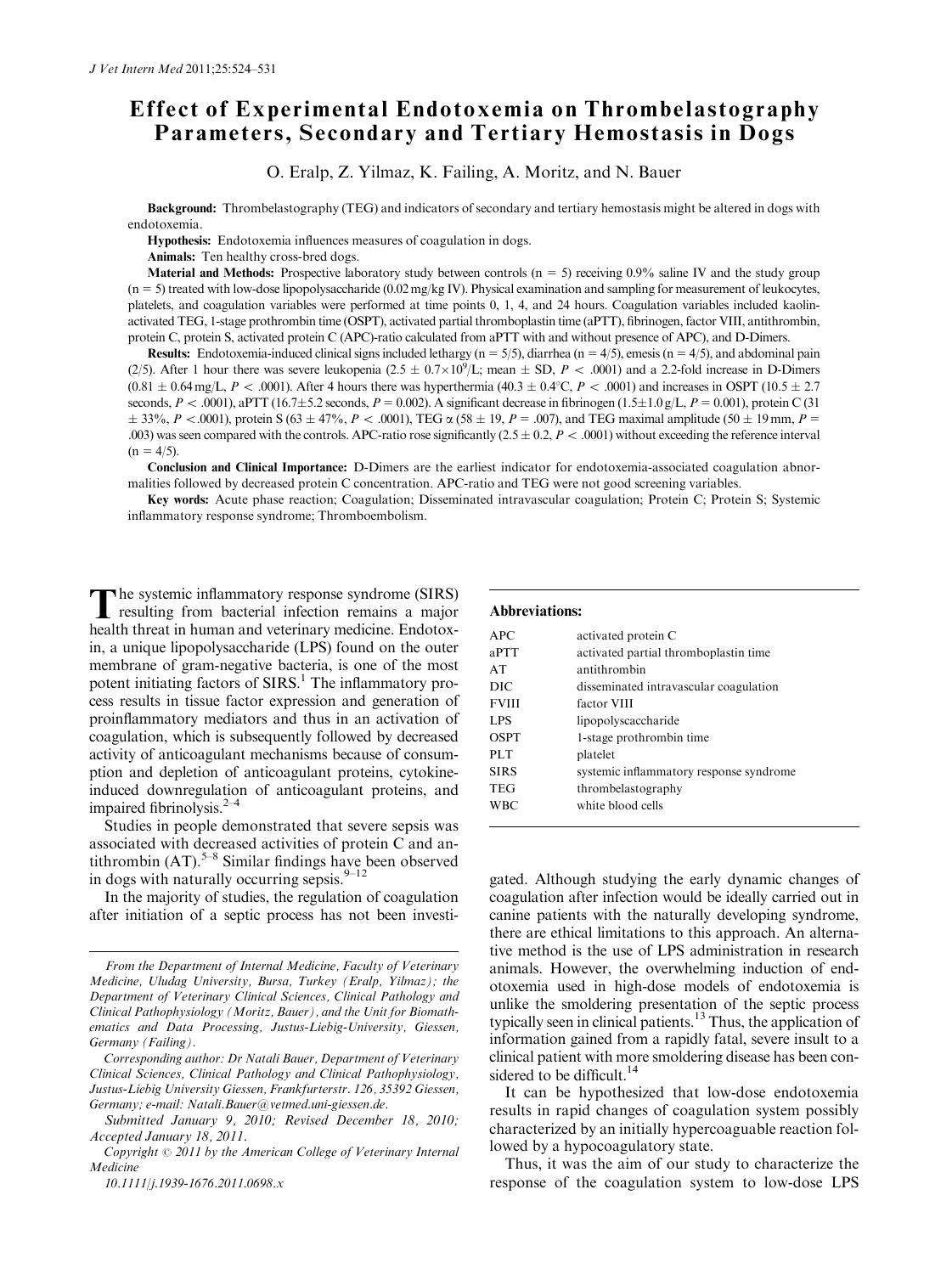# Effect of Experimental Endotoxemia on Thrombelastography Parameters, Secondary and Tertiary Hemostasis in Dogs

O. Eralp, Z. Yilmaz, K. Failing, A. Moritz, and N. Bauer

**Background:** Thrombelastography (TEG) and indicators of secondary and tertiary hemostasis might be altered in dogs with endotoxemia.

**Hypothesis:** Endotoxemia influences measures of coagulation in dogs.

**Animals:** Ten healthy cross-bred dogs.

**Material and Methods:** Prospective laboratory study between controls ($n = 5$) receiving 0.9% saline IV and the study group ($n = 5$) treated with low-dose lipopolysaccharide (0.02 mg/kg IV). Physical examination and sampling for measurement of leukocytes, platelets, and coagulation variables were performed at time points 0, 1, 4, and 24 hours. Coagulation variables included kaolin-activated TEG, 1-stage prothrombin time (OSPT), activated partial thromboplastin time (aPTT), fibrinogen, factor VIII, antithrombin, protein C, protein S, activated protein C (APC)-ratio calculated from aPTT with and without presence of APC), and D-Dimers.

**Results:** Endotoxemia-induced clinical signs included lethargy ($n = 5/5$), diarrhea ($n = 4/5$), emesis ($n = 4/5$), and abdominal pain (2/5). After 1 hour there was severe leukopenia ($2.5 \pm 0.7 \times 10^9$/L; mean $\pm$ SD, $P < .0001$) and a 2.2-fold increase in D-Dimers ($0.81 \pm 0.64$ mg/L, $P < .0001$). After 4 hours there was hyperthermia ($40.3 \pm 0.4$°C, $P < .0001$) and increases in OSPT ($10.5 \pm 2.7$ seconds, $P < .0001$), aPTT ($16.7 \pm 5.2$ seconds, $P = 0.002$). A significant decrease in fibrinogen ($1.5 \pm 1.0$ g/L, $P = 0.001$), protein C ($31 \pm 33$%, $P < .0001$), protein S ($63 \pm 47$%, $P < .0001$), TEG $\alpha$ ($58 \pm 19$, $P = .007$), and TEG maximal amplitude ($50 \pm 19$ mm, $P = .003$) was seen compared with the controls. APC-ratio rose significantly ($2.5 \pm 0.2$, $P < .0001$) without exceeding the reference interval ($n = 4/5$).

**Conclusion and Clinical Importance:** D-Dimers are the earliest indicator for endotoxemia-associated coagulation abnormalities followed by decreased protein C concentration. APC-ratio and TEG were not good screening variables.

**Key words:** Acute phase reaction; Coagulation; Disseminated intravascular coagulation; Protein C; Protein S; Systemic inflammatory response syndrome; Thromboembolism.

The systemic inflammatory response syndrome (SIRS) resulting from bacterial infection remains a major health threat in human and veterinary medicine. Endotoxin, a unique lipopolysaccharide (LPS) found on the outer membrane of gram-negative bacteria, is one of the most potent initiating factors of SIRS.[1] The inflammatory process results in tissue factor expression and generation of proinflammatory mediators and thus in an activation of coagulation, which is subsequently followed by decreased activity of anticoagulant mechanisms because of consumption and depletion of anticoagulant proteins, cytokine-induced downregulation of anticoagulant proteins, and impaired fibrinolysis.[2–4]

Studies in people demonstrated that severe sepsis was associated with decreased activities of protein C and antithrombin (AT).[5–8] Similar findings have been observed in dogs with naturally occurring sepsis.[9–12]

In the majority of studies, the regulation of coagulation after initiation of a septic process has not been investigated. Although studying the early dynamic changes of coagulation after infection would be ideally carried out in canine patients with the naturally developing syndrome, there are ethical limitations to this approach. An alternative method is the use of LPS administration in research animals. However, the overwhelming induction of endotoxemia used in high-dose models of endotoxemia is unlike the smoldering presentation of the septic process typically seen in clinical patients.[13] Thus, the application of information gained from a rapidly fatal, severe insult to a clinical patient with more smoldering disease has been considered to be difficult.[14]

It can be hypothesized that low-dose endotoxemia results in rapid changes of coagulation system possibly characterized by an initially hypercoaguable reaction followed by a hypocoagulatory state.

Thus, it was the aim of our study to characterize the response of the coagulation system to low-dose LPS

**Abbreviations:**

| | |
|---|---|
| APC | activated protein C |
| aPTT | activated partial thromboplastin time |
| AT | antithrombin |
| DIC | disseminated intravascular coagulation |
| FVIII | factor VIII |
| LPS | lipopolyscaccharide |
| OSPT | 1-stage prothrombin time |
| PLT | platelet |
| SIRS | systemic inflammatory response syndrome |
| TEG | thrombelastography |
| WBC | white blood cells |

*From the Department of Internal Medicine, Faculty of Veterinary Medicine, Uludag University, Bursa, Turkey (Eralp, Yilmaz); the Department of Veterinary Clinical Sciences, Clinical Pathology and Clinical Pathophysiology (Moritz, Bauer), and the Unit for Biomathematics and Data Processing, Justus-Liebig-University, Giessen, Germany (Failing).*

*Corresponding author: Dr Natali Bauer, Department of Veterinary Clinical Sciences, Clinical Pathology and Clinical Pathophysiology, Justus-Liebig University Giessen, Frankfurterstr. 126, 35392 Giessen, Germany; e-mail: Natali.Bauer@vetmed.uni-giessen.de.*

*Submitted January 9, 2010; Revised December 18, 2010; Accepted January 18, 2011.*

*Copyright © 2011 by the American College of Veterinary Internal Medicine*

*10.1111/j.1939-1676.2011.0698.x*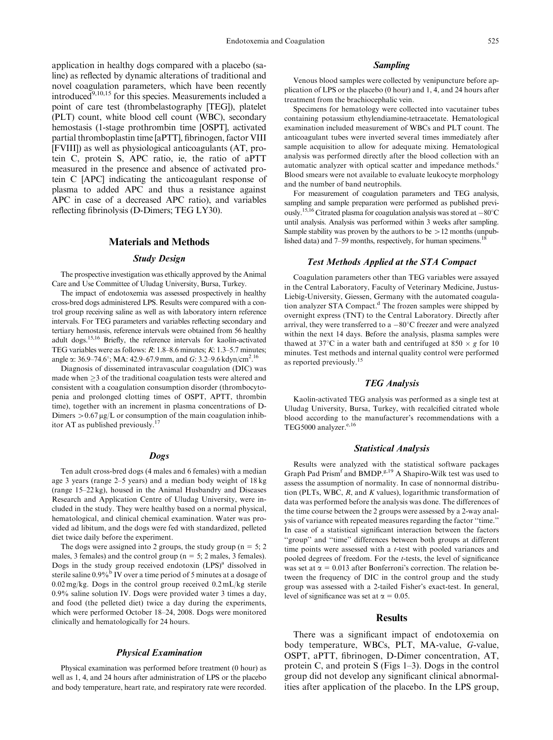application in healthy dogs compared with a placebo (saline) as reflected by dynamic alterations of traditional and novel coagulation parameters, which have been recently introduced[9,10,15] for this species. Measurements included a point of care test (thrombelastography [TEG]), platelet (PLT) count, white blood cell count (WBC), secondary hemostasis (1-stage prothrombin time [OSPT], activated partial thromboplastin time [aPTT], fibrinogen, factor VIII [FVIII]) as well as physiological anticoagulants (AT, protein C, protein S, APC ratio, ie, the ratio of aPTT measured in the presence and absence of activated protein C [APC] indicating the anticoagulant response of plasma to added APC and thus a resistance against APC in case of a decreased APC ratio), and variables reflecting fibrinolysis (D-Dimers; TEG LY30).

## Materials and Methods

### Study Design

The prospective investigation was ethically approved by the Animal Care and Use Committee of Uludag University, Bursa, Turkey.

The impact of endotoxemia was assessed prospectively in healthy cross-bred dogs administered LPS. Results were compared with a control group receiving saline as well as with laboratory intern reference intervals. For TEG parameters and variables reflecting secondary and tertiary hemostasis, reference intervals were obtained from 56 healthy adult dogs.[15,16] Briefly, the reference intervals for kaolin-activated TEG variables were as follows: *R*: 1.8–8.6 minutes; *K*: 1.3–5.7 minutes; angle α: 36.9–74.6°; MA: 42.9–67.9 mm, and *G*: 3.2–9.6 kdyn/cm$^2$.[16]

Diagnosis of disseminated intravascular coagulation (DIC) was made when ≥3 of the traditional coagulation tests were altered and consistent with a coagulation consumption disorder (thrombocytopenia and prolonged clotting times of OSPT, APTT, thrombin time), together with an increment in plasma concentrations of D-Dimers >0.67 μg/L or consumption of the main coagulation inhibitor AT as published previously.[17]

### Dogs

Ten adult cross-bred dogs (4 males and 6 females) with a median age 3 years (range 2–5 years) and a median body weight of 18 kg (range 15–22 kg), housed in the Animal Husbandry and Diseases Research and Application Centre of Uludag University, were included in the study. They were healthy based on a normal physical, hematological, and clinical chemical examination. Water was provided ad libitum, and the dogs were fed with standardized, pelleted diet twice daily before the experiment.

The dogs were assigned into 2 groups, the study group (n = 5; 2 males, 3 females) and the control group (n = 5; 2 males, 3 females). Dogs in the study group received endotoxin (LPS)[a] dissolved in sterile saline 0.9%[b] IV over a time period of 5 minutes at a dosage of 0.02 mg/kg. Dogs in the control group received 0.2 mL/kg sterile 0.9% saline solution IV. Dogs were provided water 3 times a day, and food (the pelleted diet) twice a day during the experiments, which were performed October 18–24, 2008. Dogs were monitored clinically and hematologically for 24 hours.

### Physical Examination

Physical examination was performed before treatment (0 hour) as well as 1, 4, and 24 hours after administration of LPS or the placebo and body temperature, heart rate, and respiratory rate were recorded.

### Sampling

Venous blood samples were collected by venipuncture before application of LPS or the placebo (0 hour) and 1, 4, and 24 hours after treatment from the brachiocephalic vein.

Specimens for hematology were collected into vacutainer tubes containing potassium ethylendiamine-tetraacetate. Hematological examination included measurement of WBCs and PLT count. The anticoagulant tubes were inverted several times immediately after sample acquisition to allow for adequate mixing. Hematological analysis was performed directly after the blood collection with an automatic analyzer with optical scatter and impedance methods.[c] Blood smears were not available to evaluate leukocyte morphology and the number of band neutrophils.

For measurement of coagulation parameters and TEG analysis, sampling and sample preparation were performed as published previously.[15,16] Citrated plasma for coagulation analysis was stored at −80°C until analysis. Analysis was performed within 3 weeks after sampling. Sample stability was proven by the authors to be >12 months (unpublished data) and 7–59 months, respectively, for human specimens.[18]

### Test Methods Applied at the STA Compact

Coagulation parameters other than TEG variables were assayed in the Central Laboratory, Faculty of Veterinary Medicine, Justus-Liebig-University, Giessen, Germany with the automated coagulation analyzer STA Compact.[d] The frozen samples were shipped by overnight express (TNT) to the Central Laboratory. Directly after arrival, they were transferred to a −80°C freezer and were analyzed within the next 14 days. Before the analysis, plasma samples were thawed at 37°C in a water bath and centrifuged at 850 × *g* for 10 minutes. Test methods and internal quality control were performed as reported previously.[15]

### TEG Analysis

Kaolin-activated TEG analysis was performed as a single test at Uludag University, Bursa, Turkey, with recalcified citrated whole blood according to the manufacturer's recommendations with a TEG5000 analyzer.[e,16]

### Statistical Analysis

Results were analyzed with the statistical software packages Graph Pad Prism[f] and BMDP.[g,19] A Shapiro-Wilk test was used to assess the assumption of normality. In case of nonnormal distribution (PLTs, WBC, *R*, and *K* values), logarithmic transformation of data was performed before the analysis was done. The differences of the time course between the 2 groups were assessed by a 2-way analysis of variance with repeated measures regarding the factor "time." In case of a statistical significant interaction between the factors "group" and "time" differences between both groups at different time points were assessed with a *t*-test with pooled variances and pooled degrees of freedom. For the *t*-tests, the level of significance was set at $\alpha = 0.013$ after Bonferroni's correction. The relation between the frequency of DIC in the control group and the study group was assessed with a 2-tailed Fisher's exact-test. In general, level of significance was set at $\alpha = 0.05$.

## Results

There was a significant impact of endotoxemia on body temperature, WBCs, PLT, MA-value, *G*-value, OSPT, aPTT, fibrinogen, D-Dimer concentration, AT, protein C, and protein S (Figs 1–3). Dogs in the control group did not develop any significant clinical abnormalities after application of the placebo. In the LPS group,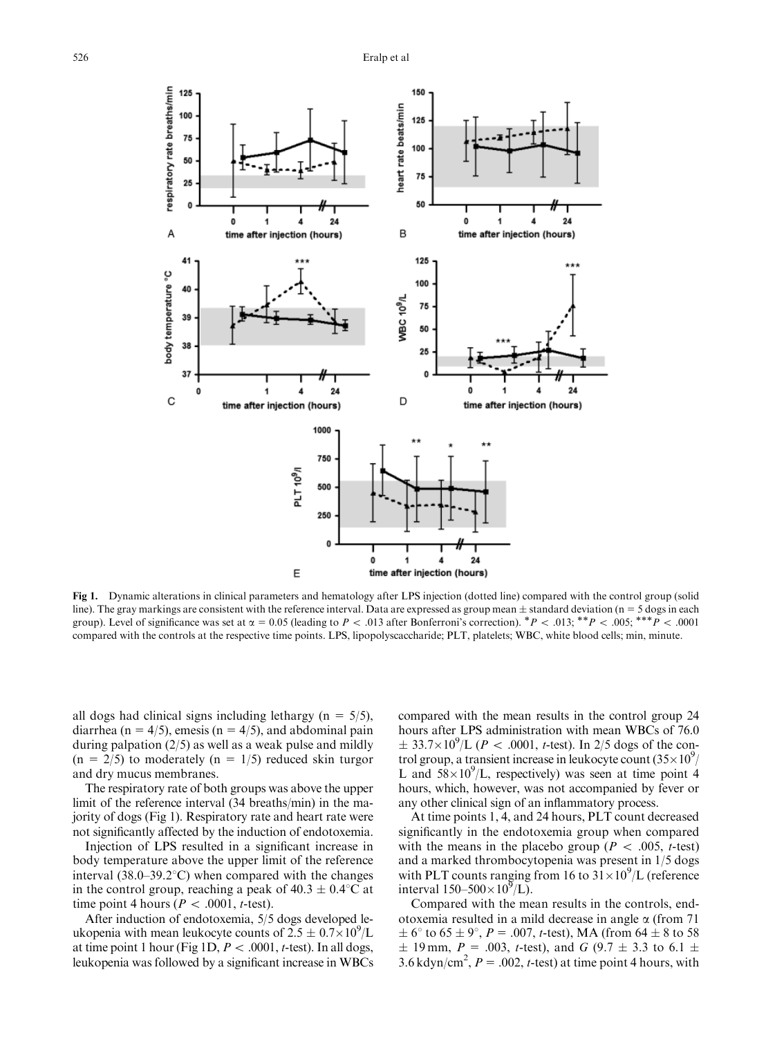Fig 1. Dynamic alterations in clinical parameters and hematology after LPS injection (dotted line) compared with the control group (solid line). The gray markings are consistent with the reference interval. Data are expressed as group mean ± standard deviation (n = 5 dogs in each group). Level of significance was set at $\alpha = 0.05$ (leading to $P < .013$ after Bonferroni's correction). \*$P < .013$; \*\*$P < .005$; \*\*\*$P < .0001$ compared with the controls at the respective time points. LPS, lipopolysaccharide; PLT, platelets; WBC, white blood cells; min, minute.

all dogs had clinical signs including lethargy (n = 5/5), diarrhea (n = 4/5), emesis (n = 4/5), and abdominal pain during palpation (2/5) as well as a weak pulse and mildly (n = 2/5) to moderately (n = 1/5) reduced skin turgor and dry mucus membranes.

The respiratory rate of both groups was above the upper limit of the reference interval (34 breaths/min) in the majority of dogs (Fig 1). Respiratory rate and heart rate were not significantly affected by the induction of endotoxemia.

Injection of LPS resulted in a significant increase in body temperature above the upper limit of the reference interval (38.0–39.2°C) when compared with the changes in the control group, reaching a peak of 40.3 ± 0.4°C at time point 4 hours ($P < .0001$, *t*-test).

After induction of endotoxemia, 5/5 dogs developed leukopenia with mean leukocyte counts of $2.5 \pm 0.7 \times 10^9$/L at time point 1 hour (Fig 1D, $P < .0001$, *t*-test). In all dogs, leukopenia was followed by a significant increase in WBCs compared with the mean results in the control group 24 hours after LPS administration with mean WBCs of $76.0 \pm 33.7 \times 10^9$/L ($P < .0001$, *t*-test). In 2/5 dogs of the control group, a transient increase in leukocyte count ($35 \times 10^9$/L and $58 \times 10^9$/L, respectively) was seen at time point 4 hours, which, however, was not accompanied by fever or any other clinical sign of an inflammatory process.

At time points 1, 4, and 24 hours, PLT count decreased significantly in the endotoxemia group when compared with the means in the placebo group ($P < .005$, *t*-test) and a marked thrombocytopenia was present in 1/5 dogs with PLT counts ranging from 16 to $31 \times 10^9$/L (reference interval $150–500 \times 10^9$/L).

Compared with the mean results in the controls, endotoxemia resulted in a mild decrease in angle $\alpha$ (from 71 ± 6° to 65 ± 9°, $P = .007$, *t*-test), MA (from 64 ± 8 to 58 ± 19 mm, $P = .003$, *t*-test), and *G* (9.7 ± 3.3 to 6.1 ± 3.6 kdyn/cm$^2$, $P = .002$, *t*-test) at time point 4 hours, with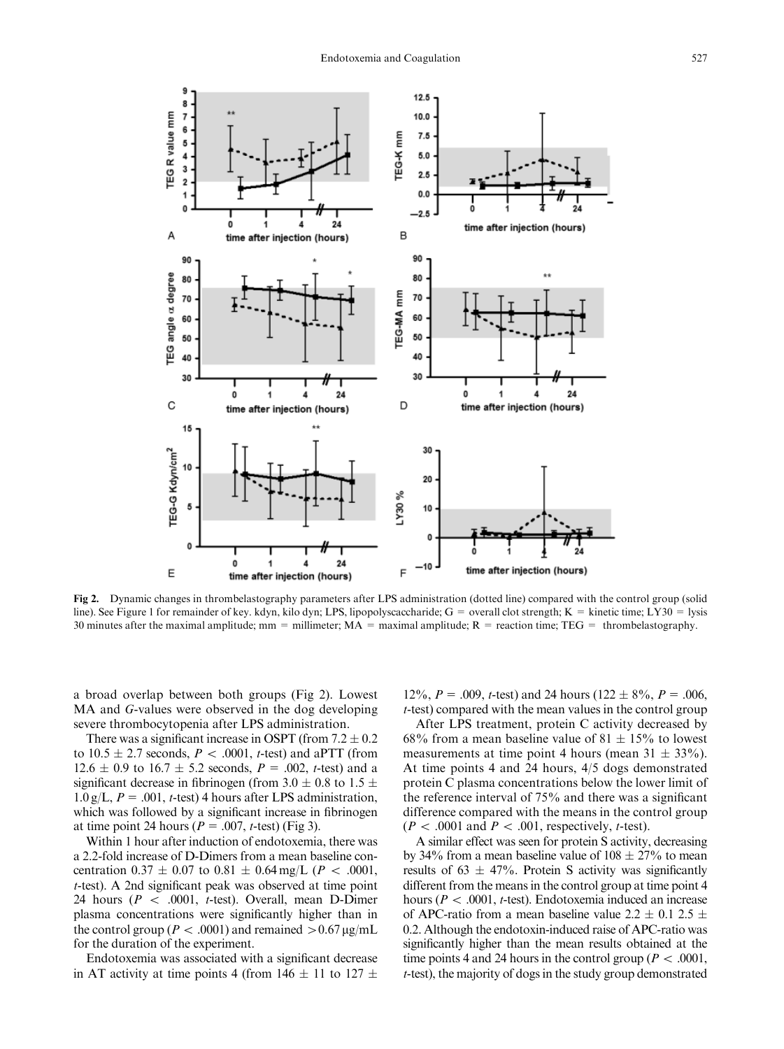Fig 2. Dynamic changes in thrombelastography parameters after LPS administration (dotted line) compared with the control group (solid line). See Figure 1 for remainder of key. kdyn, kilo dyn; LPS, lipopolyscaccharide; G = overall clot strength; K = kinetic time; LY30 = lysis 30 minutes after the maximal amplitude; mm = millimeter; MA = maximal amplitude; R = reaction time; TEG = thrombelastography.

a broad overlap between both groups (Fig 2). Lowest MA and *G*-values were observed in the dog developing severe thrombocytopenia after LPS administration.

There was a significant increase in OSPT (from $7.2 \pm 0.2$ to $10.5 \pm 2.7$ seconds, $P < .0001$, *t*-test) and aPTT (from $12.6 \pm 0.9$ to $16.7 \pm 5.2$ seconds, $P = .002$, *t*-test) and a significant decrease in fibrinogen (from $3.0 \pm 0.8$ to $1.5 \pm 1.0$ g/L, $P = .001$, *t*-test) 4 hours after LPS administration, which was followed by a significant increase in fibrinogen at time point 24 hours ($P = .007$, *t*-test) (Fig 3).

Within 1 hour after induction of endotoxemia, there was a 2.2-fold increase of D-Dimers from a mean baseline concentration $0.37 \pm 0.07$ to $0.81 \pm 0.64$ mg/L ($P < .0001$, *t*-test). A 2nd significant peak was observed at time point 24 hours ($P < .0001$, *t*-test). Overall, mean D-Dimer plasma concentrations were significantly higher than in the control group ($P < .0001$) and remained $> 0.67$ μg/mL for the duration of the experiment.

Endotoxemia was associated with a significant decrease in AT activity at time points 4 (from $146 \pm 11$ to $127 \pm 12\%$, $P = .009$, *t*-test) and 24 hours ($122 \pm 8\%$, $P = .006$, *t*-test) compared with the mean values in the control group

After LPS treatment, protein C activity decreased by 68% from a mean baseline value of $81 \pm 15\%$ to lowest measurements at time point 4 hours (mean $31 \pm 33\%$). At time points 4 and 24 hours, 4/5 dogs demonstrated protein C plasma concentrations below the lower limit of the reference interval of 75% and there was a significant difference compared with the means in the control group ($P < .0001$ and $P < .001$, respectively, *t*-test).

A similar effect was seen for protein S activity, decreasing by 34% from a mean baseline value of $108 \pm 27\%$ to mean results of $63 \pm 47\%$. Protein S activity was significantly different from the means in the control group at time point 4 hours ($P < .0001$, *t*-test). Endotoxemia induced an increase of APC-ratio from a mean baseline value $2.2 \pm 0.1$ $2.5 \pm 0.2$. Although the endotoxin-induced raise of APC-ratio was significantly higher than the mean results obtained at the time points 4 and 24 hours in the control group ($P < .0001$, *t*-test), the majority of dogs in the study group demonstrated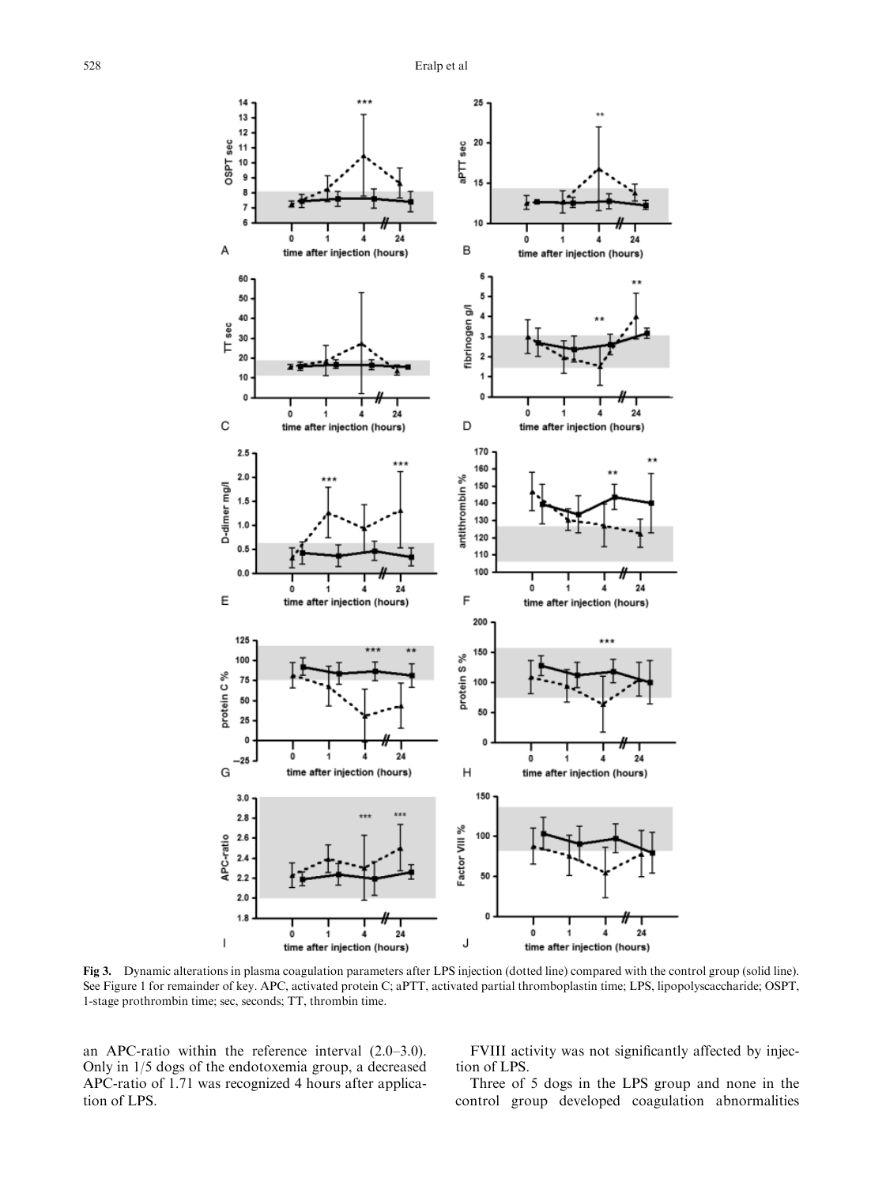Fig 3. Dynamic alterations in plasma coagulation parameters after LPS injection (dotted line) compared with the control group (solid line). See Figure 1 for remainder of key. APC, activated protein C; aPTT, activated partial thromboplastin time; LPS, lipopolyscaccharide; OSPT, 1-stage prothrombin time; sec, seconds; TT, thrombin time.

an APC-ratio within the reference interval (2.0–3.0). Only in 1/5 dogs of the endotoxemia group, a decreased APC-ratio of 1.71 was recognized 4 hours after application of LPS.

FVIII activity was not significantly affected by injection of LPS.

Three of 5 dogs in the LPS group and none in the control group developed coagulation abnormalities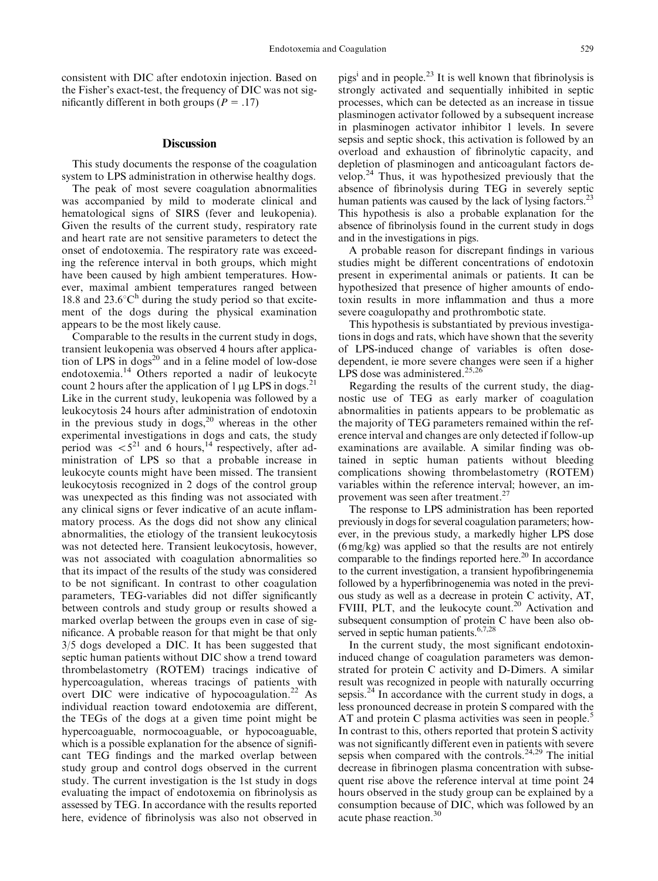consistent with DIC after endotoxin injection. Based on the Fisher's exact-test, the frequency of DIC was not significantly different in both groups ($P = .17$)

## Discussion

This study documents the response of the coagulation system to LPS administration in otherwise healthy dogs.

The peak of most severe coagulation abnormalities was accompanied by mild to moderate clinical and hematological signs of SIRS (fever and leukopenia). Given the results of the current study, respiratory rate and heart rate are not sensitive parameters to detect the onset of endotoxemia. The respiratory rate was exceeding the reference interval in both groups, which might have been caused by high ambient temperatures. However, maximal ambient temperatures ranged between 18.8 and 23.6°C[h] during the study period so that excitement of the dogs during the physical examination appears to be the most likely cause.

Comparable to the results in the current study in dogs, transient leukopenia was observed 4 hours after application of LPS in dogs[20] and in a feline model of low-dose endotoxemia.[14] Others reported a nadir of leukocyte count 2 hours after the application of 1 μg LPS in dogs.[21] Like in the current study, leukopenia was followed by a leukocytosis 24 hours after administration of endotoxin in the previous study in dogs,[20] whereas in the other experimental investigations in dogs and cats, the study period was $< 5$[21] and 6 hours,[14] respectively, after administration of LPS so that a probable increase in leukocyte counts might have been missed. The transient leukocytosis recognized in 2 dogs of the control group was unexpected as this finding was not associated with any clinical signs or fever indicative of an acute inflammatory process. As the dogs did not show any clinical abnormalities, the etiology of the transient leukocytosis was not detected here. Transient leukocytosis, however, was not associated with coagulation abnormalities so that its impact of the results of the study was considered to be not significant. In contrast to other coagulation parameters, TEG-variables did not differ significantly between controls and study group or results showed a marked overlap between the groups even in case of significance. A probable reason for that might be that only 3/5 dogs developed a DIC. It has been suggested that septic human patients without DIC show a trend toward thrombelastometry (ROTEM) tracings indicative of hypercoagulation, whereas tracings of patients with overt DIC were indicative of hypocoagulation.[22] As individual reaction toward endotoxemia are different, the TEGs of the dogs at a given time point might be hypercoaguable, normocoaguable, or hypocoaguable, which is a possible explanation for the absence of significant TEG findings and the marked overlap between study group and control dogs observed in the current study. The current investigation is the 1st study in dogs evaluating the impact of endotoxemia on fibrinolysis as assessed by TEG. In accordance with the results reported here, evidence of fibrinolysis was also not observed in pigs[i] and in people.[23] It is well known that fibrinolysis is strongly activated and sequentially inhibited in septic processes, which can be detected as an increase in tissue plasminogen activator followed by a subsequent increase in plasminogen activator inhibitor 1 levels. In severe sepsis and septic shock, this activation is followed by an overload and exhaustion of fibrinolytic capacity, and depletion of plasminogen and anticoagulant factors develop.[24] Thus, it was hypothesized previously that the absence of fibrinolysis during TEG in severely septic human patients was caused by the lack of lysing factors.[23] This hypothesis is also a probable explanation for the absence of fibrinolysis found in the current study in dogs and in the investigations in pigs.

A probable reason for discrepant findings in various studies might be different concentrations of endotoxin present in experimental animals or patients. It can be hypothesized that presence of higher amounts of endotoxin results in more inflammation and thus a more severe coagulopathy and prothrombotic state.

This hypothesis is substantiated by previous investigations in dogs and rats, which have shown that the severity of LPS-induced change of variables is often dose-dependent, ie more severe changes were seen if a higher LPS dose was administered.[25,26]

Regarding the results of the current study, the diagnostic use of TEG as early marker of coagulation abnormalities in patients appears to be problematic as the majority of TEG parameters remained within the reference interval and changes are only detected if follow-up examinations are available. A similar finding was obtained in septic human patients without bleeding complications showing thrombelastometry (ROTEM) variables within the reference interval; however, an improvement was seen after treatment.[27]

The response to LPS administration has been reported previously in dogs for several coagulation parameters; however, in the previous study, a markedly higher LPS dose (6 mg/kg) was applied so that the results are not entirely comparable to the findings reported here.[20] In accordance to the current investigation, a transient hypofibringenemia followed by a hyperfibrinogenemia was noted in the previous study as well as a decrease in protein C activity, AT, FVIII, PLT, and the leukocyte count.[20] Activation and subsequent consumption of protein C have been also observed in septic human patients.[6,7,28]

In the current study, the most significant endotoxin-induced change of coagulation parameters was demonstrated for protein C activity and D-Dimers. A similar result was recognized in people with naturally occurring sepsis.[24] In accordance with the current study in dogs, a less pronounced decrease in protein S compared with the AT and protein C plasma activities was seen in people.[5] In contrast to this, others reported that protein S activity was not significantly different even in patients with severe sepsis when compared with the controls.[24,29] The initial decrease in fibrinogen plasma concentration with subsequent rise above the reference interval at time point 24 hours observed in the study group can be explained by a consumption because of DIC, which was followed by an acute phase reaction.[30]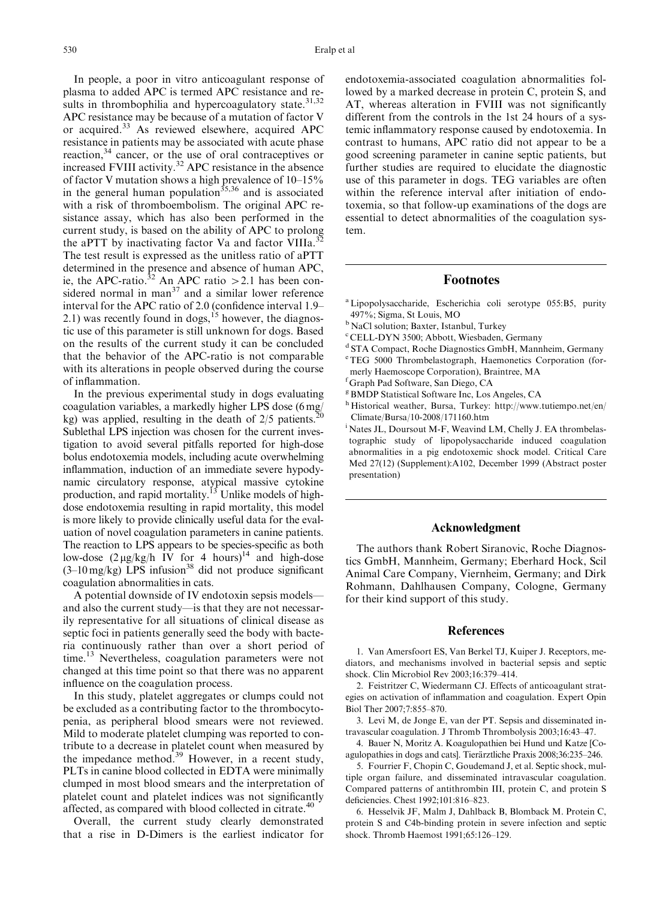In people, a poor in vitro anticoagulant response of plasma to added APC is termed APC resistance and results in thrombophilia and hypercoagulatory state.[31,32] APC resistance may be because of a mutation of factor V or acquired.[33] As reviewed elsewhere, acquired APC resistance in patients may be associated with acute phase reaction,[34] cancer, or the use of oral contraceptives or increased FVIII activity.[32] APC resistance in the absence of factor V mutation shows a high prevalence of 10–15% in the general human population[35,36] and is associated with a risk of thromboembolism. The original APC resistance assay, which has also been performed in the current study, is based on the ability of APC to prolong the aPTT by inactivating factor Va and factor VIIIa.[32] The test result is expressed as the unitless ratio of aPTT determined in the presence and absence of human APC, ie, the APC-ratio.[32] An APC ratio $>2.1$ has been considered normal in man[37] and a similar lower reference interval for the APC ratio of 2.0 (confidence interval 1.9–2.1) was recently found in dogs,[15] however, the diagnostic use of this parameter is still unknown for dogs. Based on the results of the current study it can be concluded that the behavior of the APC-ratio is not comparable with its alterations in people observed during the course of inflammation.

In the previous experimental study in dogs evaluating coagulation variables, a markedly higher LPS dose (6 mg/kg) was applied, resulting in the death of 2/5 patients.[20] Sublethal LPS injection was chosen for the current investigation to avoid several pitfalls reported for high-dose bolus endotoxemia models, including acute overwhelming inflammation, induction of an immediate severe hypodynamic circulatory response, atypical massive cytokine production, and rapid mortality.[13] Unlike models of high-dose endotoxemia resulting in rapid mortality, this model is more likely to provide clinically useful data for the evaluation of novel coagulation parameters in canine patients. The reaction to LPS appears to be species-specific as both low-dose (2 μg/kg/h IV for 4 hours)[14] and high-dose (3–10 mg/kg) LPS infusion[38] did not produce significant coagulation abnormalities in cats.

A potential downside of IV endotoxin sepsis models—and also the current study—is that they are not necessarily representative for all situations of clinical disease as septic foci in patients generally seed the body with bacteria continuously rather than over a short period of time.[13] Nevertheless, coagulation parameters were not changed at this time point so that there was no apparent influence on the coagulation process.

In this study, platelet aggregates or clumps could not be excluded as a contributing factor to the thrombocytopenia, as peripheral blood smears were not reviewed. Mild to moderate platelet clumping was reported to contribute to a decrease in platelet count when measured by the impedance method.[39] However, in a recent study, PLTs in canine blood collected in EDTA were minimally clumped in most blood smears and the interpretation of platelet count and platelet indices was not significantly affected, as compared with blood collected in citrate.[40]

Overall, the current study clearly demonstrated that a rise in D-Dimers is the earliest indicator for endotoxemia-associated coagulation abnormalities followed by a marked decrease in protein C, protein S, and AT, whereas alteration in FVIII was not significantly different from the controls in the 1st 24 hours of a systemic inflammatory response caused by endotoxemia. In contrast to humans, APC ratio did not appear to be a good screening parameter in canine septic patients, but further studies are required to elucidate the diagnostic use of this parameter in dogs. TEG variables are often within the reference interval after initiation of endotoxemia, so that follow-up examinations of the dogs are essential to detect abnormalities of the coagulation system.

## Footnotes

[a] Lipopolysaccharide, Escherichia coli serotype 055:B5, purity 497%; Sigma, St Louis, MO

[b] NaCl solution; Baxter, Istanbul, Turkey

[c] CELL-DYN 3500; Abbott, Wiesbaden, Germany

[d] STA Compact, Roche Diagnostics GmbH, Mannheim, Germany

[e] TEG 5000 Thrombelastograph, Haemonetics Corporation (formerly Haemoscope Corporation), Braintree, MA

[f] Graph Pad Software, San Diego, CA

[g] BMDP Statistical Software Inc, Los Angeles, CA

[h] Historical weather, Bursa, Turkey: http://www.tutiempo.net/en/Climate/Bursa/10-2008/171160.htm

[i] Nates JL, Doursout M-F, Weavind LM, Chelly J. EA thrombelastographic study of lipopolysaccharide induced coagulation abnormalities in a pig endotoxemic shock model. Critical Care Med 27(12) (Supplement):A102, December 1999 (Abstract poster presentation)

## Acknowledgment

The authors thank Robert Siranovic, Roche Diagnostics GmbH, Mannheim, Germany; Eberhard Hock, Scil Animal Care Company, Viernheim, Germany; and Dirk Rohmann, Dahlhausen Company, Cologne, Germany for their kind support of this study.

## References

1. Van Amersfoort ES, Van Berkel TJ, Kuiper J. Receptors, mediators, and mechanisms involved in bacterial sepsis and septic shock. Clin Microbiol Rev 2003;16:379–414.

2. Feistritzer C, Wiedermann CJ. Effects of anticoagulant strategies on activation of inflammation and coagulation. Expert Opin Biol Ther 2007;7:855–870.

3. Levi M, de Jonge E, van der PT. Sepsis and disseminated intravascular coagulation. J Thromb Thrombolysis 2003;16:43–47.

4. Bauer N, Moritz A. Koagulopathien bei Hund und Katze [Coagulopathies in dogs and cats]. Tierärztliche Praxis 2008;36:235–246.

5. Fourrier F, Chopin C, Goudemand J, et al. Septic shock, multiple organ failure, and disseminated intravascular coagulation. Compared patterns of antithrombin III, protein C, and protein S deficiencies. Chest 1992;101:816–823.

6. Hesselvik JF, Malm J, Dahlback B, Blomback M. Protein C, protein S and C4b-binding protein in severe infection and septic shock. Thromb Haemost 1991;65:126–129.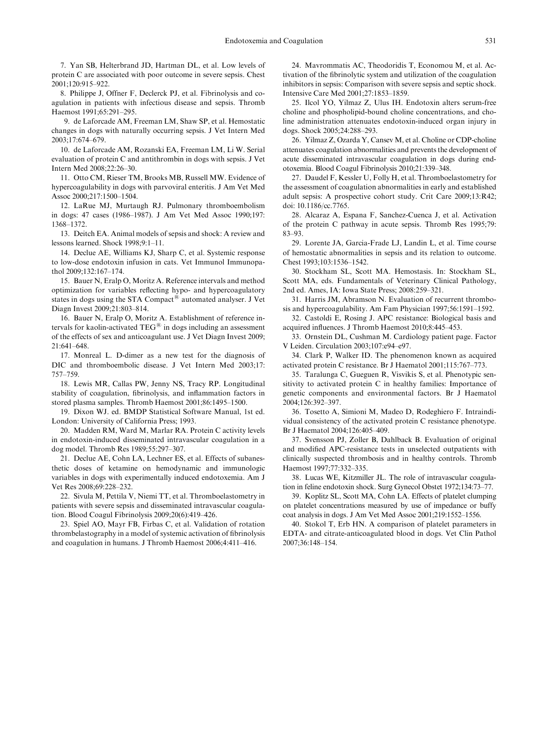7. Yan SB, Helterbrand JD, Hartman DL, et al. Low levels of protein C are associated with poor outcome in severe sepsis. Chest 2001;120:915–922.

8. Philippe J, Offner F, Declerck PJ, et al. Fibrinolysis and coagulation in patients with infectious disease and sepsis. Thromb Haemost 1991;65:291–295.

9. de Laforcade AM, Freeman LM, Shaw SP, et al. Hemostatic changes in dogs with naturally occurring sepsis. J Vet Intern Med 2003;17:674–679.

10. de Laforcade AM, Rozanski EA, Freeman LM, Li W. Serial evaluation of protein C and antithrombin in dogs with sepsis. J Vet Intern Med 2008;22:26–30.

11. Otto CM, Rieser TM, Brooks MB, Russell MW. Evidence of hypercoagulability in dogs with parvoviral enteritis. J Am Vet Med Assoc 2000;217:1500–1504.

12. LaRue MJ, Murtaugh RJ. Pulmonary thromboembolism in dogs: 47 cases (1986–1987). J Am Vet Med Assoc 1990;197: 1368–1372.

13. Deitch EA. Animal models of sepsis and shock: A review and lessons learned. Shock 1998;9:1–11.

14. Declue AE, Williams KJ, Sharp C, et al. Systemic response to low-dose endotoxin infusion in cats. Vet Immunol Immunopathol 2009;132:167–174.

15. Bauer N, Eralp O, Moritz A. Reference intervals and method optimization for variables reflecting hypo- and hypercoagulatory states in dogs using the STA Compact® automated analyser. J Vet Diagn Invest 2009;21:803–814.

16. Bauer N, Eralp O, Moritz A. Establishment of reference intervals for kaolin-activated TEG® in dogs including an assessment of the effects of sex and anticoagulant use. J Vet Diagn Invest 2009; 21:641–648.

17. Monreal L. D-dimer as a new test for the diagnosis of DIC and thromboembolic disease. J Vet Intern Med 2003;17: 757–759.

18. Lewis MR, Callas PW, Jenny NS, Tracy RP. Longitudinal stability of coagulation, fibrinolysis, and inflammation factors in stored plasma samples. Thromb Haemost 2001;86:1495–1500.

19. Dixon WJ. ed. BMDP Statistical Software Manual, 1st ed. London: University of California Press; 1993.

20. Madden RM, Ward M, Marlar RA. Protein C activity levels in endotoxin-induced disseminated intravascular coagulation in a dog model. Thromb Res 1989;55:297–307.

21. Declue AE, Cohn LA, Lechner ES, et al. Effects of subanesthetic doses of ketamine on hemodynamic and immunologic variables in dogs with experimentally induced endotoxemia. Am J Vet Res 2008;69:228–232.

22. Sivula M, Pettila V, Niemi TT, et al. Thromboelastometry in patients with severe sepsis and disseminated intravascular coagulation. Blood Coagul Fibrinolysis 2009;20(6):419–426.

23. Spiel AO, Mayr FB, Firbas C, et al. Validation of rotation thrombelastography in a model of systemic activation of fibrinolysis and coagulation in humans. J Thromb Haemost 2006;4:411–416.

24. Mavrommatis AC, Theodoridis T, Economou M, et al. Activation of the fibrinolytic system and utilization of the coagulation inhibitors in sepsis: Comparison with severe sepsis and septic shock. Intensive Care Med 2001;27:1853–1859.

25. Ilcol YO, Yilmaz Z, Ulus IH. Endotoxin alters serum-free choline and phospholipid-bound choline concentrations, and choline administration attenuates endotoxin-induced organ injury in dogs. Shock 2005;24:288–293.

26. Yilmaz Z, Ozarda Y, Cansev M, et al. Choline or CDP-choline attenuates coagulation abnormalities and prevents the development of acute disseminated intravascular coagulation in dogs during endotoxemia. Blood Coagul Fibrinolysis 2010;21:339–348.

27. Daudel F, Kessler U, Folly H, et al. Thromboelastometry for the assessment of coagulation abnormalities in early and established adult sepsis: A prospective cohort study. Crit Care 2009;13:R42; doi: 10.1186/cc.7765.

28. Alcaraz A, Espana F, Sanchez-Cuenca J, et al. Activation of the protein C pathway in acute sepsis. Thromb Res 1995;79: 83–93.

29. Lorente JA, Garcia-Frade LJ, Landin L, et al. Time course of hemostatic abnormalities in sepsis and its relation to outcome. Chest 1993;103:1536–1542.

30. Stockham SL, Scott MA. Hemostasis. In: Stockham SL, Scott MA, eds. Fundamentals of Veterinary Clinical Pathology, 2nd ed. Ames, IA: Iowa State Press; 2008:259–321.

31. Harris JM, Abramson N. Evaluation of recurrent thrombosis and hypercoagulability. Am Fam Physician 1997;56:1591–1592.

32. Castoldi E, Rosing J. APC resistance: Biological basis and acquired influences. J Thromb Haemost 2010;8:445–453.

33. Ornstein DL, Cushman M. Cardiology patient page. Factor V Leiden. Circulation 2003;107:e94–e97.

34. Clark P, Walker ID. The phenomenon known as acquired activated protein C resistance. Br J Haematol 2001;115:767–773.

35. Taralunga C, Gueguen R, Visvikis S, et al. Phenotypic sensitivity to activated protein C in healthy families: Importance of genetic components and environmental factors. Br J Haematol 2004;126:392–397.

36. Tosetto A, Simioni M, Madeo D, Rodeghiero F. Intraindividual consistency of the activated protein C resistance phenotype. Br J Haematol 2004;126:405–409.

37. Svensson PJ, Zoller B, Dahlback B. Evaluation of original and modified APC-resistance tests in unselected outpatients with clinically suspected thrombosis and in healthy controls. Thromb Haemost 1997;77:332–335.

38. Lucas WE, Kitzmiller JL. The role of intravascular coagulation in feline endotoxin shock. Surg Gynecol Obstet 1972;134:73–77.

39. Koplitz SL, Scott MA, Cohn LA. Effects of platelet clumping on platelet concentrations measured by use of impedance or buffy coat analysis in dogs. J Am Vet Med Assoc 2001;219:1552–1556.

40. Stokol T, Erb HN. A comparison of platelet parameters in EDTA- and citrate-anticoagulated blood in dogs. Vet Clin Pathol 2007;36:148–154.